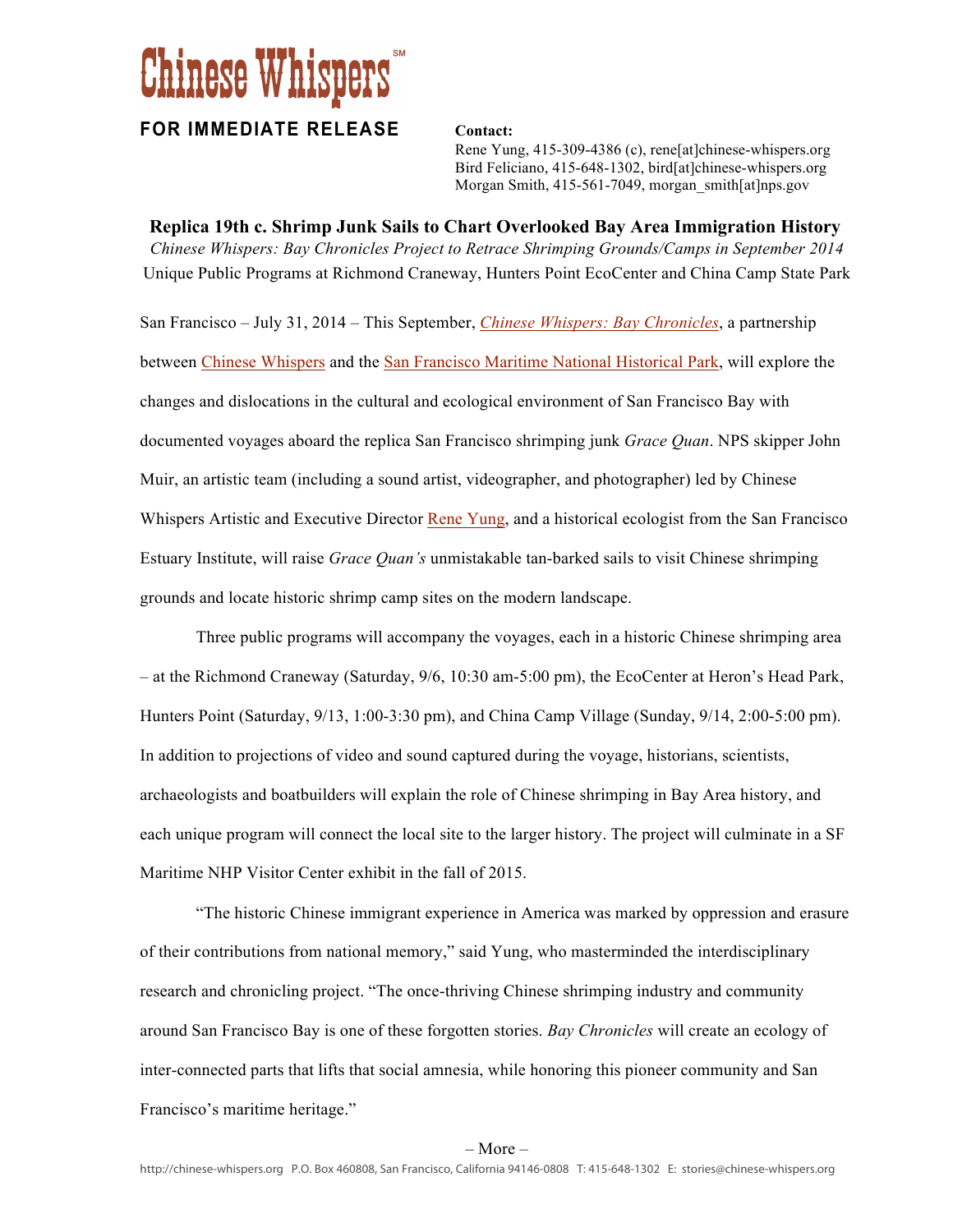# Chinese Whispers℠

**FOR IMMEDIATE RELEASE**

**Contact:**
Rene Yung, 415-309-4386 (c), rene[at]chinese-whispers.org
Bird Feliciano, 415-648-1302, bird[at]chinese-whispers.org
Morgan Smith, 415-561-7049, morgan_smith[at]nps.gov

## Replica 19th c. Shrimp Junk Sails to Chart Overlooked Bay Area Immigration History

*Chinese Whispers: Bay Chronicles Project to Retrace Shrimping Grounds/Camps in September 2014*

Unique Public Programs at Richmond Craneway, Hunters Point EcoCenter and China Camp State Park

San Francisco – July 31, 2014 – This September, *Chinese Whispers: Bay Chronicles*, a partnership between Chinese Whispers and the San Francisco Maritime National Historical Park, will explore the changes and dislocations in the cultural and ecological environment of San Francisco Bay with documented voyages aboard the replica San Francisco shrimping junk *Grace Quan*. NPS skipper John Muir, an artistic team (including a sound artist, videographer, and photographer) led by Chinese Whispers Artistic and Executive Director Rene Yung, and a historical ecologist from the San Francisco Estuary Institute, will raise *Grace Quan's* unmistakable tan-barked sails to visit Chinese shrimping grounds and locate historic shrimp camp sites on the modern landscape.

Three public programs will accompany the voyages, each in a historic Chinese shrimping area – at the Richmond Craneway (Saturday, 9/6, 10:30 am-5:00 pm), the EcoCenter at Heron's Head Park, Hunters Point (Saturday, 9/13, 1:00-3:30 pm), and China Camp Village (Sunday, 9/14, 2:00-5:00 pm). In addition to projections of video and sound captured during the voyage, historians, scientists, archaeologists and boatbuilders will explain the role of Chinese shrimping in Bay Area history, and each unique program will connect the local site to the larger history. The project will culminate in a SF Maritime NHP Visitor Center exhibit in the fall of 2015.

"The historic Chinese immigrant experience in America was marked by oppression and erasure of their contributions from national memory," said Yung, who masterminded the interdisciplinary research and chronicling project. "The once-thriving Chinese shrimping industry and community around San Francisco Bay is one of these forgotten stories. *Bay Chronicles* will create an ecology of inter-connected parts that lifts that social amnesia, while honoring this pioneer community and San Francisco's maritime heritage."

– More –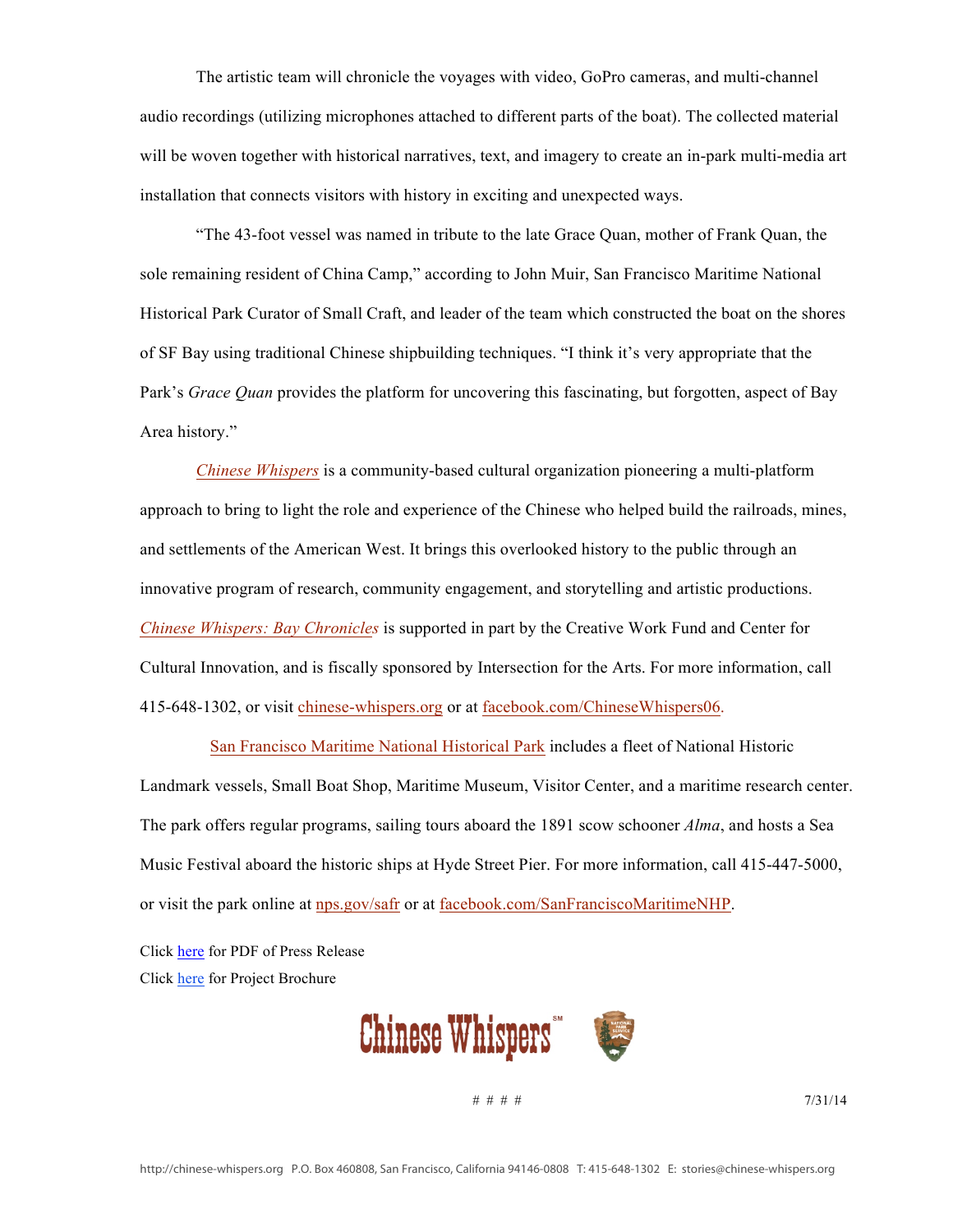The artistic team will chronicle the voyages with video, GoPro cameras, and multi-channel audio recordings (utilizing microphones attached to different parts of the boat). The collected material will be woven together with historical narratives, text, and imagery to create an in-park multi-media art installation that connects visitors with history in exciting and unexpected ways.

"The 43-foot vessel was named in tribute to the late Grace Quan, mother of Frank Quan, the sole remaining resident of China Camp," according to John Muir, San Francisco Maritime National Historical Park Curator of Small Craft, and leader of the team which constructed the boat on the shores of SF Bay using traditional Chinese shipbuilding techniques. "I think it's very appropriate that the Park's *Grace Quan* provides the platform for uncovering this fascinating, but forgotten, aspect of Bay Area history."

*Chinese Whispers* is a community-based cultural organization pioneering a multi-platform approach to bring to light the role and experience of the Chinese who helped build the railroads, mines, and settlements of the American West. It brings this overlooked history to the public through an innovative program of research, community engagement, and storytelling and artistic productions. *Chinese Whispers: Bay Chronicles* is supported in part by the Creative Work Fund and Center for Cultural Innovation, and is fiscally sponsored by Intersection for the Arts. For more information, call 415-648-1302, or visit chinese-whispers.org or at facebook.com/ChineseWhispers06.

San Francisco Maritime National Historical Park includes a fleet of National Historic Landmark vessels, Small Boat Shop, Maritime Museum, Visitor Center, and a maritime research center. The park offers regular programs, sailing tours aboard the 1891 scow schooner *Alma*, and hosts a Sea Music Festival aboard the historic ships at Hyde Street Pier. For more information, call 415-447-5000, or visit the park online at nps.gov/safr or at facebook.com/SanFranciscoMaritimeNHP.

Click here for PDF of Press Release
Click here for Project Brochure

Chinese Whispers℠

# # # #

7/31/14

http://chinese-whispers.org P.O. Box 460808, San Francisco, California 94146-0808 T: 415-648-1302 E: stories@chinese-whispers.org